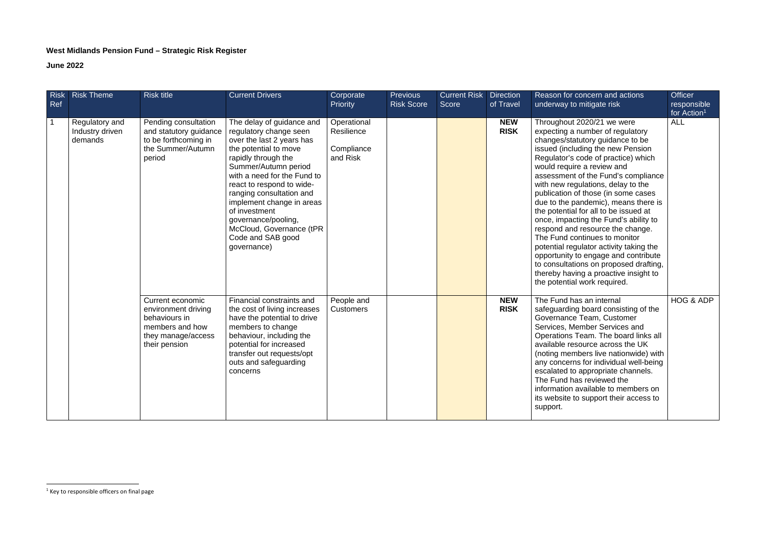**West Midlands Pension Fund – Strategic Risk Register**

**June 2022**

| Risk Ref | Risk Theme | Risk title | Current Drivers | Corporate Priority | Previous Risk Score | Current Risk Score | Direction of Travel | Reason for concern and actions underway to mitigate risk | Officer responsible for Action[1] |
|---|---|---|---|---|---|---|---|---|---|
| 1 | Regulatory and Industry driven demands | Pending consultation and statutory guidance to be forthcoming in the Summer/Autumn period | The delay of guidance and regulatory change seen over the last 2 years has the potential to move rapidly through the Summer/Autumn period with a need for the Fund to react to respond to wide-ranging consultation and implement change in areas of investment governance/pooling, McCloud, Governance (tPR Code and SAB good governance) | Operational Resilience<br><br>Compliance and Risk | | | **NEW RISK** | Throughout 2020/21 we were expecting a number of regulatory changes/statutory guidance to be issued (including the new Pension Regulator's code of practice) which would require a review and assessment of the Fund's compliance with new regulations, delay to the publication of those (in some cases due to the pandemic), means there is the potential for all to be issued at once, impacting the Fund's ability to respond and resource the change. The Fund continues to monitor potential regulator activity taking the opportunity to engage and contribute to consultations on proposed drafting, thereby having a proactive insight to the potential work required. | ALL |
| | | Current economic environment driving behaviours in members and how they manage/access their pension | Financial constraints and the cost of living increases have the potential to drive members to change behaviour, including the potential for increased transfer out requests/opt outs and safeguarding concerns | People and Customers | | | **NEW RISK** | The Fund has an internal safeguarding board consisting of the Governance Team, Customer Services, Member Services and Operations Team. The board links all available resource across the UK (noting members live nationwide) with any concerns for individual well-being escalated to appropriate channels. The Fund has reviewed the information available to members on its website to support their access to support. | HOG & ADP |

[1] Key to responsible officers on final page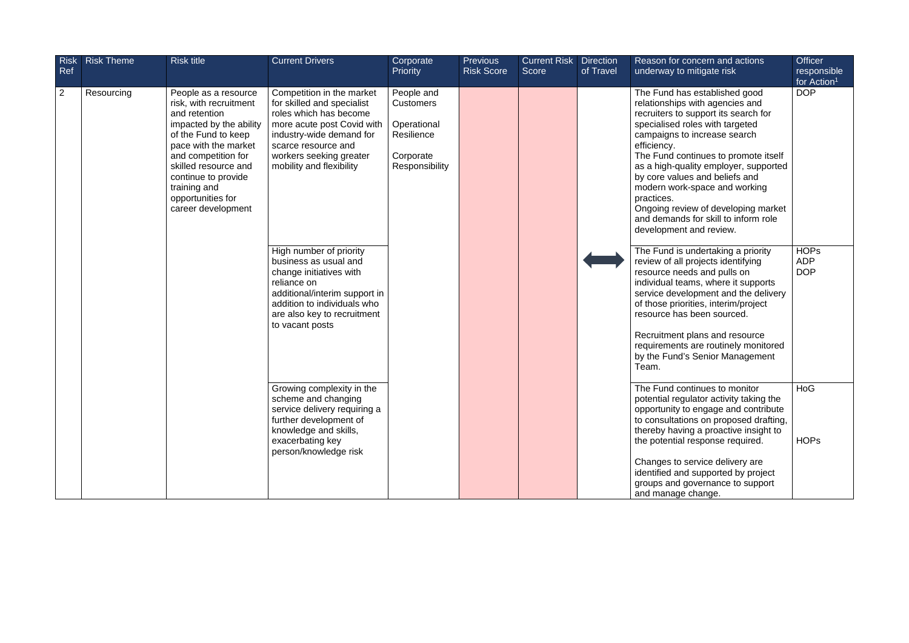| Risk Ref | Risk Theme | Risk title | Current Drivers | Corporate Priority | Previous Risk Score | Current Risk Score | Direction of Travel | Reason for concern and actions underway to mitigate risk | Officer responsible for Action[1] |
|---|---|---|---|---|---|---|---|---|---|
| 2 | Resourcing | People as a resource risk, with recruitment and retention impacted by the ability of the Fund to keep pace with the market and competition for skilled resource and continue to provide training and opportunities for career development | Competition in the market for skilled and specialist roles which has become more acute post Covid with industry-wide demand for scarce resource and workers seeking greater mobility and flexibility | People and Customers<br><br>Operational Resilience<br><br>Corporate Responsibility | | | ⟷ | The Fund has established good relationships with agencies and recruiters to support its search for specialised roles with targeted campaigns to increase search efficiency.<br>The Fund continues to promote itself as a high-quality employer, supported by core values and beliefs and modern work-space and working practices.<br>Ongoing review of developing market and demands for skill to inform role development and review. | DOP |
| | | | High number of priority business as usual and change initiatives with reliance on additional/interim support in addition to individuals who are also key to recruitment to vacant posts | | | | | The Fund is undertaking a priority review of all projects identifying resource needs and pulls on individual teams, where it supports service development and the delivery of those priorities, interim/project resource has been sourced.<br><br>Recruitment plans and resource requirements are routinely monitored by the Fund's Senior Management Team. | HOPs<br>ADP<br>DOP |
| | | | Growing complexity in the scheme and changing service delivery requiring a further development of knowledge and skills, exacerbating key person/knowledge risk | | | | | The Fund continues to monitor potential regulator activity taking the opportunity to engage and contribute to consultations on proposed drafting, thereby having a proactive insight to the potential response required.<br><br>Changes to service delivery are identified and supported by project groups and governance to support and manage change. | HoG<br><br>HOPs |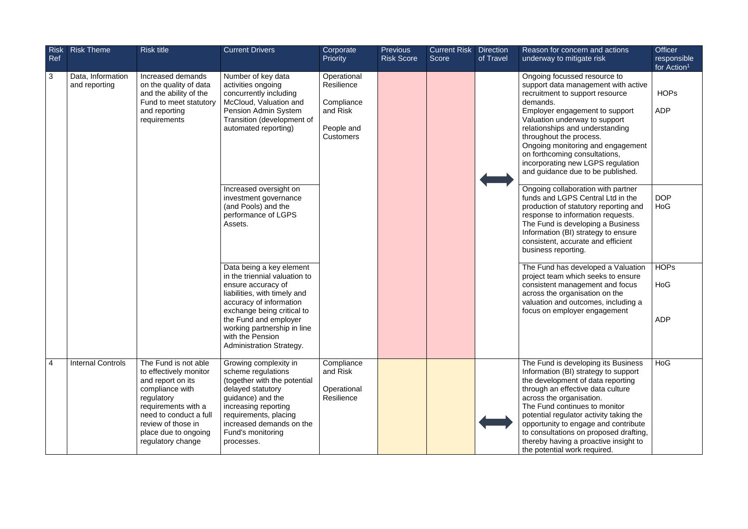| Risk Ref | Risk Theme | Risk title | Current Drivers | Corporate Priority | Previous Risk Score | Current Risk Score | Direction of Travel | Reason for concern and actions underway to mitigate risk | Officer responsible for Action[1] |
|---|---|---|---|---|---|---|---|---|---|
| 3 | Data, Information and reporting | Increased demands on the quality of data and the ability of the Fund to meet statutory and reporting requirements | Number of key data activities ongoing concurrently including McCloud, Valuation and Pension Admin System Transition (development of automated reporting) | Operational Resilience<br><br>Compliance and Risk<br><br>People and Customers | | | ⟷ | Ongoing focussed resource to support data management with active recruitment to support resource demands.<br>Employer engagement to support Valuation underway to support relationships and understanding throughout the process.<br>Ongoing monitoring and engagement on forthcoming consultations, incorporating new LGPS regulation and guidance due to be published. | HOPs<br><br>ADP |
| | | | Increased oversight on investment governance (and Pools) and the performance of LGPS Assets. | | | | | Ongoing collaboration with partner funds and LGPS Central Ltd in the production of statutory reporting and response to information requests.<br>The Fund is developing a Business Information (BI) strategy to ensure consistent, accurate and efficient business reporting. | DOP<br>HoG |
| | | | Data being a key element in the triennial valuation to ensure accuracy of liabilities, with timely and accuracy of information exchange being critical to the Fund and employer working partnership in line with the Pension Administration Strategy. | | | | | The Fund has developed a Valuation project team which seeks to ensure consistent management and focus across the organisation on the valuation and outcomes, including a focus on employer engagement | HOPs<br><br>HoG<br><br>ADP |
| 4 | Internal Controls | The Fund is not able to effectively monitor and report on its compliance with regulatory requirements with a need to conduct a full review of those in place due to ongoing regulatory change | Growing complexity in scheme regulations (together with the potential delayed statutory guidance) and the increasing reporting requirements, placing increased demands on the Fund's monitoring processes. | Compliance and Risk<br><br>Operational Resilience | | | ⟷ | The Fund is developing its Business Information (BI) strategy to support the development of data reporting through an effective data culture across the organisation.<br>The Fund continues to monitor potential regulator activity taking the opportunity to engage and contribute to consultations on proposed drafting, thereby having a proactive insight to the potential work required. | HoG |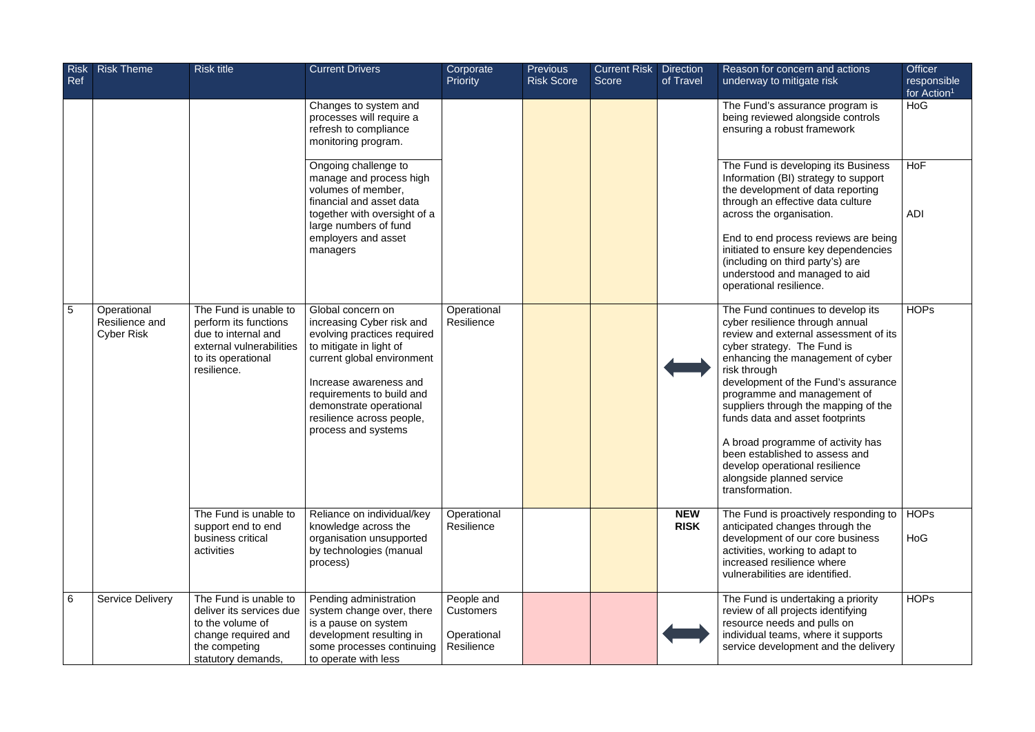| Risk Ref | Risk Theme | Risk title | Current Drivers | Corporate Priority | Previous Risk Score | Current Risk Score | Direction of Travel | Reason for concern and actions underway to mitigate risk | Officer responsible for Action[1] |
|---|---|---|---|---|---|---|---|---|---|
| | | | Changes to system and processes will require a refresh to compliance monitoring program. | | | | | The Fund's assurance program is being reviewed alongside controls ensuring a robust framework | HoG |
| | | | Ongoing challenge to manage and process high volumes of member, financial and asset data together with oversight of a large numbers of fund employers and asset managers | | | | | The Fund is developing its Business Information (BI) strategy to support the development of data reporting through an effective data culture across the organisation.<br><br>End to end process reviews are being initiated to ensure key dependencies (including on third party's) are understood and managed to aid operational resilience. | HoF<br><br>ADI |
| 5 | Operational Resilience and Cyber Risk | The Fund is unable to perform its functions due to internal and external vulnerabilities to its operational resilience. | Global concern on increasing Cyber risk and evolving practices required to mitigate in light of current global environment<br><br>Increase awareness and requirements to build and demonstrate operational resilience across people, process and systems | Operational Resilience | | | ⟷ | The Fund continues to develop its cyber resilience through annual review and external assessment of its cyber strategy. The Fund is enhancing the management of cyber risk through development of the Fund's assurance programme and management of suppliers through the mapping of the funds data and asset footprints<br><br>A broad programme of activity has been established to assess and develop operational resilience alongside planned service transformation. | HOPs |
| | | The Fund is unable to support end to end business critical activities | Reliance on individual/key knowledge across the organisation unsupported by technologies (manual process) | Operational Resilience | | | **NEW RISK** | The Fund is proactively responding to anticipated changes through the development of our core business activities, working to adapt to increased resilience where vulnerabilities are identified. | HOPs<br><br>HoG |
| 6 | Service Delivery | The Fund is unable to deliver its services due to the volume of change required and the competing statutory demands, | Pending administration system change over, there is a pause on system development resulting in some processes continuing to operate with less | People and Customers<br><br>Operational Resilience | | | ⟷ | The Fund is undertaking a priority review of all projects identifying resource needs and pulls on individual teams, where it supports service development and the delivery | HOPs |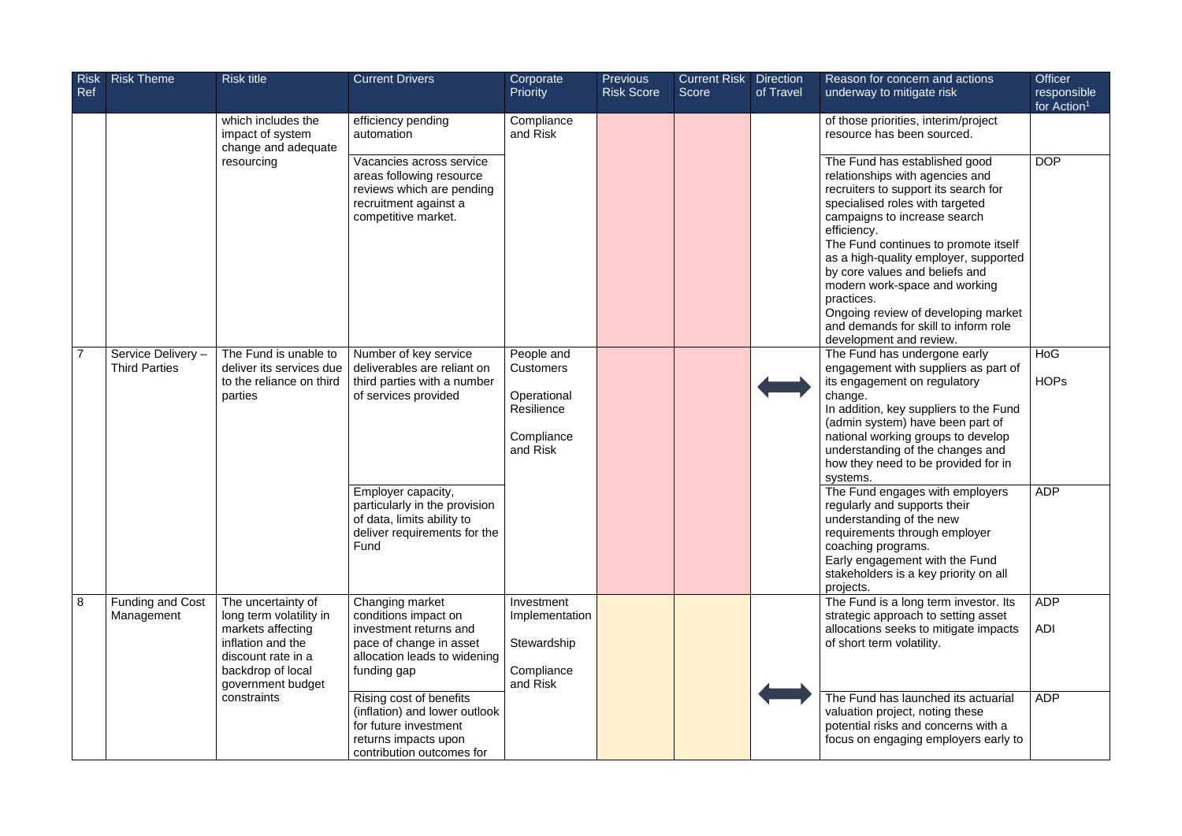| Risk Ref | Risk Theme | Risk title | Current Drivers | Corporate Priority | Previous Risk Score | Current Risk Score | Direction of Travel | Reason for concern and actions underway to mitigate risk | Officer responsible for Action[1] |
|---|---|---|---|---|---|---|---|---|---|
| | | which includes the impact of system change and adequate resourcing | efficiency pending automation | Compliance and Risk | | | | of those priorities, interim/project resource has been sourced. | |
| | | | Vacancies across service areas following resource reviews which are pending recruitment against a competitive market. | | | | | The Fund has established good relationships with agencies and recruiters to support its search for specialised roles with targeted campaigns to increase search efficiency.<br>The Fund continues to promote itself as a high-quality employer, supported by core values and beliefs and modern work-space and working practices.<br>Ongoing review of developing market and demands for skill to inform role development and review. | DOP |
| 7 | Service Delivery – Third Parties | The Fund is unable to deliver its services due to the reliance on third parties | Number of key service deliverables are reliant on third parties with a number of services provided | People and Customers<br><br>Operational Resilience<br><br>Compliance and Risk | | | ⟷ | The Fund has undergone early engagement with suppliers as part of its engagement on regulatory change.<br>In addition, key suppliers to the Fund (admin system) have been part of national working groups to develop understanding of the changes and how they need to be provided for in systems. | HoG<br><br>HOPs |
| | | | Employer capacity, particularly in the provision of data, limits ability to deliver requirements for the Fund | | | | | The Fund engages with employers regularly and supports their understanding of the new requirements through employer coaching programs.<br>Early engagement with the Fund stakeholders is a key priority on all projects. | ADP |
| 8 | Funding and Cost Management | The uncertainty of long term volatility in markets affecting inflation and the discount rate in a backdrop of local government budget constraints | Changing market conditions impact on investment returns and pace of change in asset allocation leads to widening funding gap | Investment Implementation<br><br>Stewardship<br><br>Compliance and Risk | | | ⟷ | The Fund is a long term investor. Its strategic approach to setting asset allocations seeks to mitigate impacts of short term volatility. | ADP<br><br>ADI |
| | | | Rising cost of benefits (inflation) and lower outlook for future investment returns impacts upon contribution outcomes for | | | | | The Fund has launched its actuarial valuation project, noting these potential risks and concerns with a focus on engaging employers early to | ADP |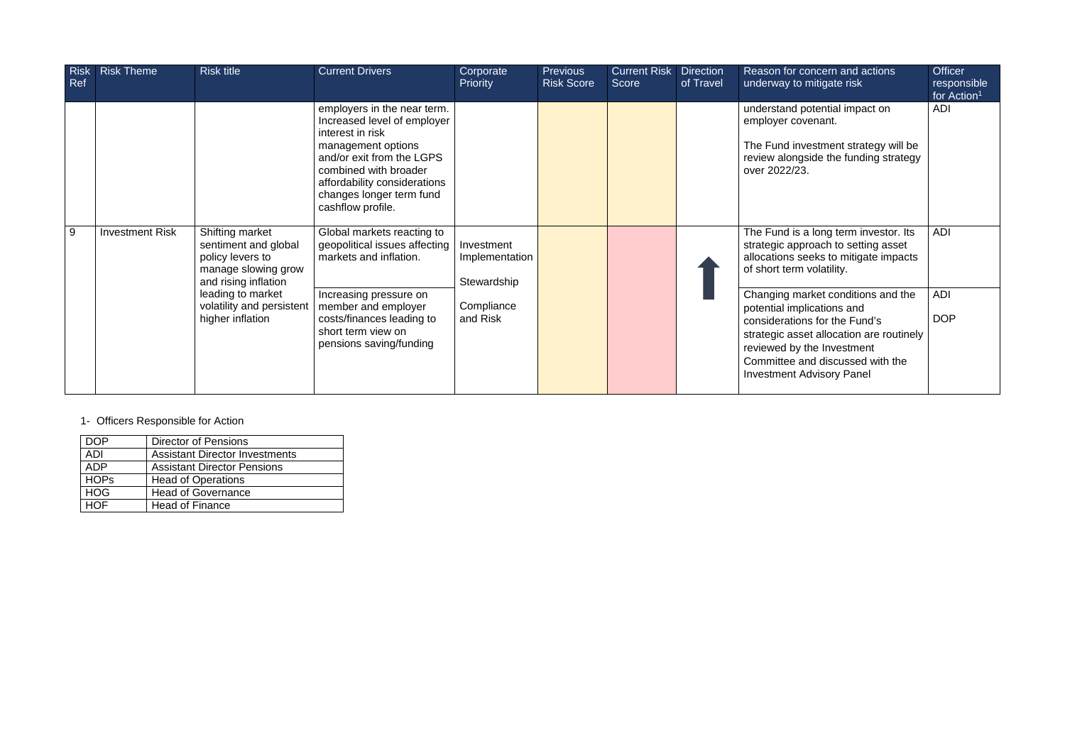| Risk Ref | Risk Theme | Risk title | Current Drivers | Corporate Priority | Previous Risk Score | Current Risk Score | Direction of Travel | Reason for concern and actions underway to mitigate risk | Officer responsible for Action[1] |
|---|---|---|---|---|---|---|---|---|---|
| | | | employers in the near term. Increased level of employer interest in risk management options and/or exit from the LGPS combined with broader affordability considerations changes longer term fund cashflow profile. | | | | | understand potential impact on employer covenant.<br><br>The Fund investment strategy will be review alongside the funding strategy over 2022/23. | ADI |
| 9 | Investment Risk | Shifting market sentiment and global policy levers to manage slowing grow and rising inflation leading to market volatility and persistent higher inflation | Global markets reacting to geopolitical issues affecting markets and inflation. | Investment Implementation<br><br>Stewardship<br><br>Compliance and Risk | | | ↑ | The Fund is a long term investor. Its strategic approach to setting asset allocations seeks to mitigate impacts of short term volatility. | ADI |
| | | | Increasing pressure on member and employer costs/finances leading to short term view on pensions saving/funding | | | | | Changing market conditions and the potential implications and considerations for the Fund's strategic asset allocation are routinely reviewed by the Investment Committee and discussed with the Investment Advisory Panel | ADI<br><br>DOP |

1- Officers Responsible for Action

| | |
|---|---|
| DOP | Director of Pensions |
| ADI | Assistant Director Investments |
| ADP | Assistant Director Pensions |
| HOPs | Head of Operations |
| HOG | Head of Governance |
| HOF | Head of Finance |